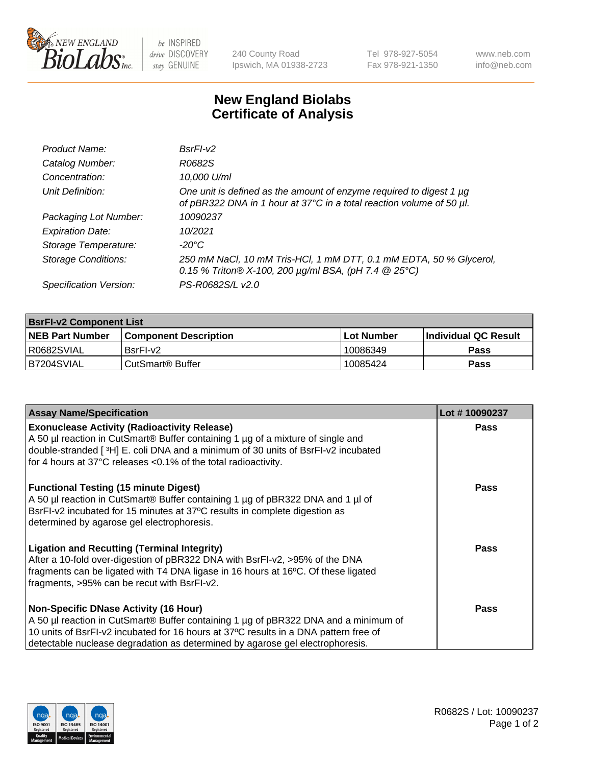New England BioLabs Inc. — be INSPIRED drive DISCOVERY stay GENUINE

240 County Road
Ipswich, MA 01938-2723

Tel 978-927-5054
Fax 978-921-1350

www.neb.com
info@neb.com

# New England Biolabs Certificate of Analysis

| | |
|---|---|
| *Product Name:* | *BsrFI-v2* |
| *Catalog Number:* | *R0682S* |
| *Concentration:* | *10,000 U/ml* |
| *Unit Definition:* | *One unit is defined as the amount of enzyme required to digest 1 µg of pBR322 DNA in 1 hour at 37°C in a total reaction volume of 50 µl.* |
| *Packaging Lot Number:* | *10090237* |
| *Expiration Date:* | *10/2021* |
| *Storage Temperature:* | *-20°C* |
| *Storage Conditions:* | *250 mM NaCl, 10 mM Tris-HCl, 1 mM DTT, 0.1 mM EDTA, 50 % Glycerol, 0.15 % Triton® X-100, 200 µg/ml BSA, (pH 7.4 @ 25°C)* |
| *Specification Version:* | *PS-R0682S/L v2.0* |

**BsrFI-v2 Component List**

| NEB Part Number | Component Description | Lot Number | Individual QC Result |
|---|---|---|---|
| R0682SVIAL | BsrFI-v2 | 10086349 | **Pass** |
| B7204SVIAL | CutSmart® Buffer | 10085424 | **Pass** |

| Assay Name/Specification | Lot # 10090237 |
|---|---|
| **Exonuclease Activity (Radioactivity Release)**<br>A 50 µl reaction in CutSmart® Buffer containing 1 µg of a mixture of single and double-stranded [ $^3$H] E. coli DNA and a minimum of 30 units of BsrFI-v2 incubated for 4 hours at 37°C releases <0.1% of the total radioactivity. | **Pass** |
| **Functional Testing (15 minute Digest)**<br>A 50 µl reaction in CutSmart® Buffer containing 1 µg of pBR322 DNA and 1 µl of BsrFI-v2 incubated for 15 minutes at 37ºC results in complete digestion as determined by agarose gel electrophoresis. | **Pass** |
| **Ligation and Recutting (Terminal Integrity)**<br>After a 10-fold over-digestion of pBR322 DNA with BsrFI-v2, >95% of the DNA fragments can be ligated with T4 DNA ligase in 16 hours at 16ºC. Of these ligated fragments, >95% can be recut with BsrFI-v2. | **Pass** |
| **Non-Specific DNase Activity (16 Hour)**<br>A 50 µl reaction in CutSmart® Buffer containing 1 µg of pBR322 DNA and a minimum of 10 units of BsrFI-v2 incubated for 16 hours at 37ºC results in a DNA pattern free of detectable nuclease degradation as determined by agarose gel electrophoresis. | **Pass** |

R0682S / Lot: 10090237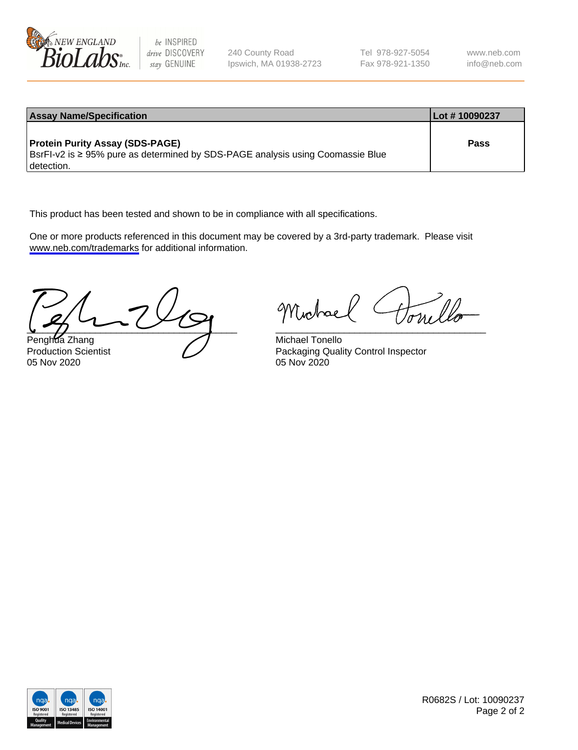New England BioLabs Inc. — be INSPIRED drive DISCOVERY stay GENUINE

240 County Road
Ipswich, MA 01938-2723

Tel 978-927-5054
Fax 978-921-1350

www.neb.com
info@neb.com

| Assay Name/Specification | Lot # 10090237 |
| --- | --- |
| **Protein Purity Assay (SDS-PAGE)**<br>BsrFI-v2 is ≥ 95% pure as determined by SDS-PAGE analysis using Coomassie Blue detection. | **Pass** |

This product has been tested and shown to be in compliance with all specifications.

One or more products referenced in this document may be covered by a 3rd-party trademark. Please visit www.neb.com/trademarks for additional information.

Penghua Zhang
Production Scientist
05 Nov 2020

Michael Tonello
Packaging Quality Control Inspector
05 Nov 2020

ISO 9001 Registered Quality Management | ISO 13485 Registered Medical Devices | ISO 14001 Registered Environmental Management

R0682S / Lot: 10090237